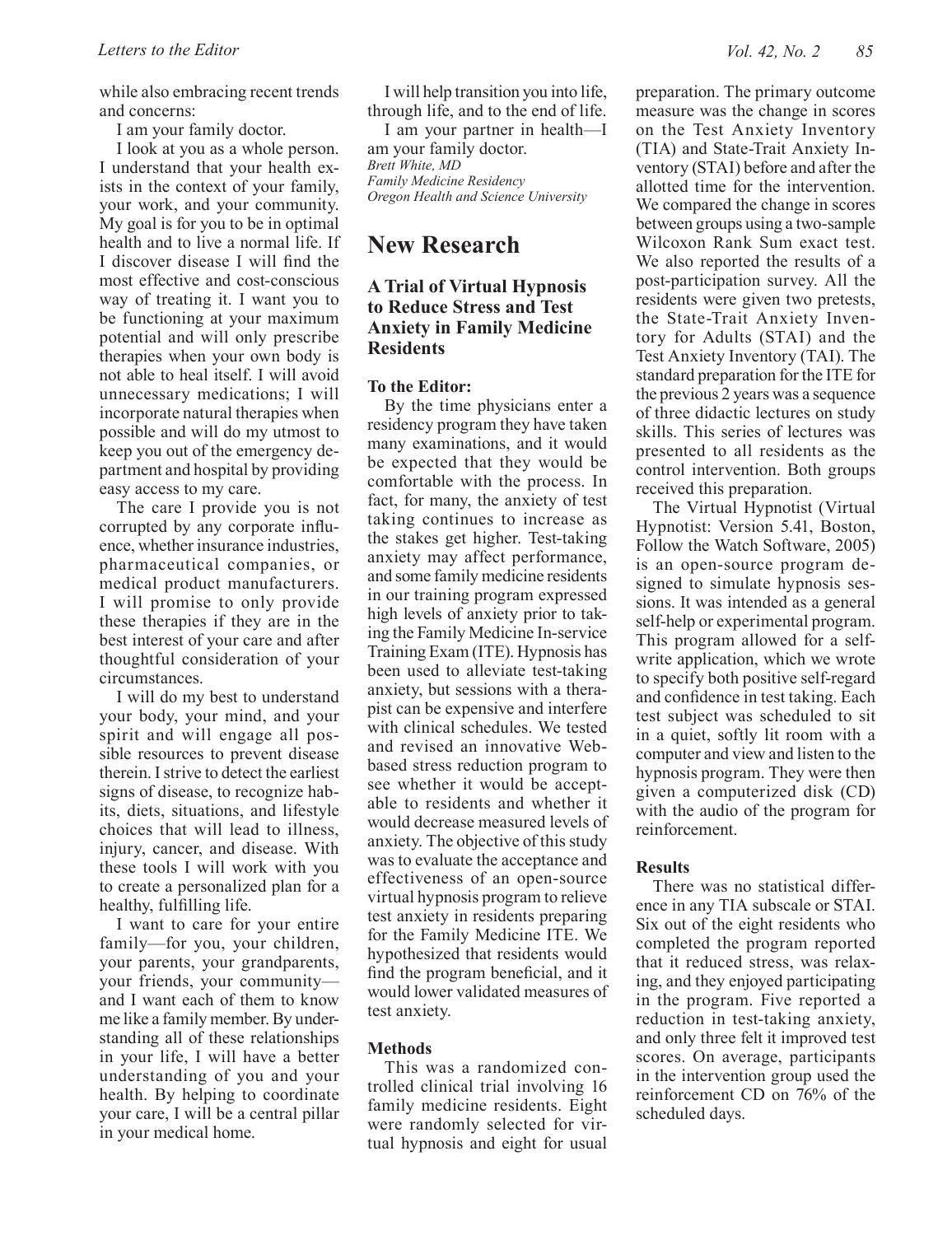while also embracing recent trends and concerns:

I am your family doctor.

I look at you as a whole person. I understand that your health exists in the context of your family, your work, and your community. My goal is for you to be in optimal health and to live a normal life. If I discover disease I will find the most effective and cost-conscious way of treating it. I want you to be functioning at your maximum potential and will only prescribe therapies when your own body is not able to heal itself. I will avoid unnecessary medications; I will incorporate natural therapies when possible and will do my utmost to keep you out of the emergency department and hospital by providing easy access to my care.

The care I provide you is not corrupted by any corporate influence, whether insurance industries, pharmaceutical companies, or medical product manufacturers. I will promise to only provide these therapies if they are in the best interest of your care and after thoughtful consideration of your circumstances.

I will do my best to understand your body, your mind, and your spirit and will engage all possible resources to prevent disease therein. I strive to detect the earliest signs of disease, to recognize habits, diets, situations, and lifestyle choices that will lead to illness, injury, cancer, and disease. With these tools I will work with you to create a personalized plan for a healthy, fulfilling life.

I want to care for your entire family—for you, your children, your parents, your grandparents, your friends, your community—and I want each of them to know me like a family member. By understanding all of these relationships in your life, I will have a better understanding of you and your health. By helping to coordinate your care, I will be a central pillar in your medical home.

I will help transition you into life, through life, and to the end of life.

I am your partner in health—I am your family doctor.

*Brett White, MD*
*Family Medicine Residency*
*Oregon Health and Science University*

# New Research

## A Trial of Virtual Hypnosis to Reduce Stress and Test Anxiety in Family Medicine Residents

**To the Editor:**

By the time physicians enter a residency program they have taken many examinations, and it would be expected that they would be comfortable with the process. In fact, for many, the anxiety of test taking continues to increase as the stakes get higher. Test-taking anxiety may affect performance, and some family medicine residents in our training program expressed high levels of anxiety prior to taking the Family Medicine In-service Training Exam (ITE). Hypnosis has been used to alleviate test-taking anxiety, but sessions with a therapist can be expensive and interfere with clinical schedules. We tested and revised an innovative Web-based stress reduction program to see whether it would be acceptable to residents and whether it would decrease measured levels of anxiety. The objective of this study was to evaluate the acceptance and effectiveness of an open-source virtual hypnosis program to relieve test anxiety in residents preparing for the Family Medicine ITE. We hypothesized that residents would find the program beneficial, and it would lower validated measures of test anxiety.

### Methods

This was a randomized controlled clinical trial involving 16 family medicine residents. Eight were randomly selected for virtual hypnosis and eight for usual preparation. The primary outcome measure was the change in scores on the Test Anxiety Inventory (TIA) and State-Trait Anxiety Inventory (STAI) before and after the allotted time for the intervention. We compared the change in scores between groups using a two-sample Wilcoxon Rank Sum exact test. We also reported the results of a post-participation survey. All the residents were given two pretests, the State-Trait Anxiety Inventory for Adults (STAI) and the Test Anxiety Inventory (TAI). The standard preparation for the ITE for the previous 2 years was a sequence of three didactic lectures on study skills. This series of lectures was presented to all residents as the control intervention. Both groups received this preparation.

The Virtual Hypnotist (Virtual Hypnotist: Version 5.41, Boston, Follow the Watch Software, 2005) is an open-source program designed to simulate hypnosis sessions. It was intended as a general self-help or experimental program. This program allowed for a self-write application, which we wrote to specify both positive self-regard and confidence in test taking. Each test subject was scheduled to sit in a quiet, softly lit room with a computer and view and listen to the hypnosis program. They were then given a computerized disk (CD) with the audio of the program for reinforcement.

### Results

There was no statistical difference in any TIA subscale or STAI. Six out of the eight residents who completed the program reported that it reduced stress, was relaxing, and they enjoyed participating in the program. Five reported a reduction in test-taking anxiety, and only three felt it improved test scores. On average, participants in the intervention group used the reinforcement CD on 76% of the scheduled days.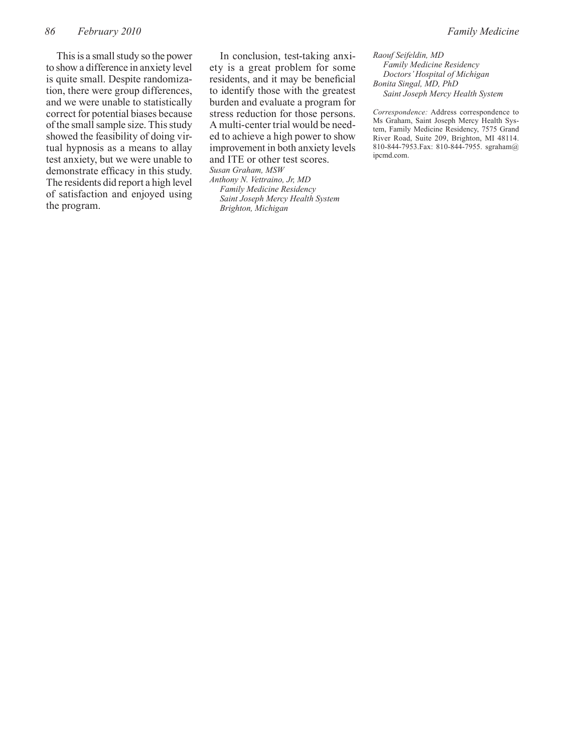This is a small study so the power to show a difference in anxiety level is quite small. Despite randomization, there were group differences, and we were unable to statistically correct for potential biases because of the small sample size. This study showed the feasibility of doing virtual hypnosis as a means to allay test anxiety, but we were unable to demonstrate efficacy in this study. The residents did report a high level of satisfaction and enjoyed using the program.

In conclusion, test-taking anxiety is a great problem for some residents, and it may be beneficial to identify those with the greatest burden and evaluate a program for stress reduction for those persons. A multi-center trial would be needed to achieve a high power to show improvement in both anxiety levels and ITE or other test scores.

*Susan Graham, MSW*
*Anthony N. Vettraino, Jr, MD*
*Family Medicine Residency*
*Saint Joseph Mercy Health System*
*Brighton, Michigan*

*Raouf Seifeldin, MD*
*Family Medicine Residency*
*Doctors' Hospital of Michigan*

*Bonita Singal, MD, PhD*
*Saint Joseph Mercy Health System*

*Correspondence:* Address correspondence to Ms Graham, Saint Joseph Mercy Health System, Family Medicine Residency, 7575 Grand River Road, Suite 209, Brighton, MI 48114. 810-844-7953.Fax: 810-844-7955. sgraham@ipcmd.com.